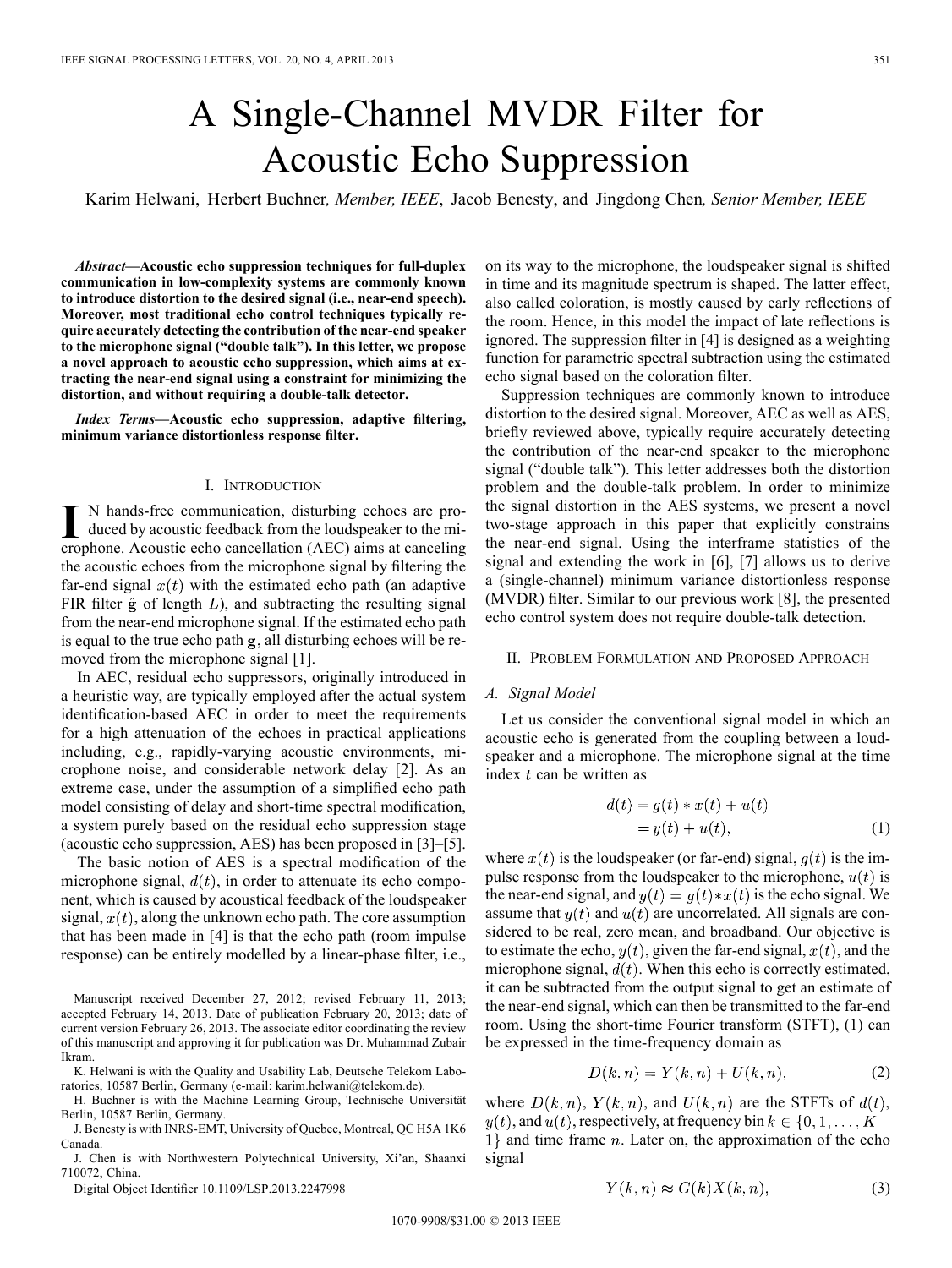# A Single-Channel MVDR Filter for Acoustic Echo Suppression

Karim Helwani, Herbert Buchner, *Member, IEEE*, Jacob Benesty, and Jingdong Chen, *Senior Member, IEEE*

***Abstract*—Acoustic echo suppression techniques for full-duplex communication in low-complexity systems are commonly known to introduce distortion to the desired signal (i.e., near-end speech). Moreover, most traditional echo control techniques typically require accurately detecting the contribution of the near-end speaker to the microphone signal ("double talk"). In this letter, we propose a novel approach to acoustic echo suppression, which aims at extracting the near-end signal using a constraint for minimizing the distortion, and without requiring a double-talk detector.**

***Index Terms*—Acoustic echo suppression, adaptive filtering, minimum variance distortionless response filter.**

## I. Introduction

In hands-free communication, disturbing echoes are produced by acoustic feedback from the loudspeaker to the microphone. Acoustic echo cancellation (AEC) aims at canceling the acoustic echoes from the microphone signal by filtering the far-end signal $x(t)$ with the estimated echo path (an adaptive FIR filter $\hat{\mathbf{g}}$ of length $L$), and subtracting the resulting signal from the near-end microphone signal. If the estimated echo path is equal to the true echo path $\mathbf{g}$, all disturbing echoes will be removed from the microphone signal [1].

In AEC, residual echo suppressors, originally introduced in a heuristic way, are typically employed after the actual system identification-based AEC in order to meet the requirements for a high attenuation of the echoes in practical applications including, e.g., rapidly-varying acoustic environments, microphone noise, and considerable network delay [2]. As an extreme case, under the assumption of a simplified echo path model consisting of delay and short-time spectral modification, a system purely based on the residual echo suppression stage (acoustic echo suppression, AES) has been proposed in [3]–[5].

The basic notion of AES is a spectral modification of the microphone signal, $d(t)$, in order to attenuate its echo component, which is caused by acoustical feedback of the loudspeaker signal, $x(t)$, along the unknown echo path. The core assumption that has been made in [4] is that the echo path (room impulse response) can be entirely modelled by a linear-phase filter, i.e., on its way to the microphone, the loudspeaker signal is shifted in time and its magnitude spectrum is shaped. The latter effect, also called coloration, is mostly caused by early reflections of the room. Hence, in this model the impact of late reflections is ignored. The suppression filter in [4] is designed as a weighting function for parametric spectral subtraction using the estimated echo signal based on the coloration filter.

Suppression techniques are commonly known to introduce distortion to the desired signal. Moreover, AEC as well as AES, briefly reviewed above, typically require accurately detecting the contribution of the near-end speaker to the microphone signal ("double talk"). This letter addresses both the distortion problem and the double-talk problem. In order to minimize the signal distortion in the AES systems, we present a novel two-stage approach in this paper that explicitly constrains the near-end signal. Using the interframe statistics of the signal and extending the work in [6], [7] allows us to derive a (single-channel) minimum variance distortionless response (MVDR) filter. Similar to our previous work [8], the presented echo control system does not require double-talk detection.

Manuscript received December 27, 2012; revised February 11, 2013; accepted February 14, 2013. Date of publication February 20, 2013; date of current version February 26, 2013. The associate editor coordinating the review of this manuscript and approving it for publication was Dr. Muhammad Zubair Ikram.

K. Helwani is with the Quality and Usability Lab, Deutsche Telekom Laboratories, 10587 Berlin, Germany (e-mail: karim.helwani@telekom.de).

H. Buchner is with the Machine Learning Group, Technische Universität Berlin, 10587 Berlin, Germany.

J. Benesty is with INRS-EMT, University of Quebec, Montreal, QC H5A 1K6 Canada.

J. Chen is with Northwestern Polytechnical University, Xi'an, Shaanxi 710072, China.

Digital Object Identifier 10.1109/LSP.2013.2247998

## II. Problem Formulation and Proposed Approach

### A. Signal Model

Let us consider the conventional signal model in which an acoustic echo is generated from the coupling between a loudspeaker and a microphone. The microphone signal at the time index $t$ can be written as

$$\begin{aligned} d(t) &= g(t) * x(t) + u(t) \\ &= y(t) + u(t), \end{aligned} \tag{1}$$

where $x(t)$ is the loudspeaker (or far-end) signal, $g(t)$ is the impulse response from the loudspeaker to the microphone, $u(t)$ is the near-end signal, and $y(t) = g(t) * x(t)$ is the echo signal. We assume that $y(t)$ and $u(t)$ are uncorrelated. All signals are considered to be real, zero mean, and broadband. Our objective is to estimate the echo, $y(t)$, given the far-end signal, $x(t)$, and the microphone signal, $d(t)$. When this echo is correctly estimated, it can be subtracted from the output signal to get an estimate of the near-end signal, which can then be transmitted to the far-end room. Using the short-time Fourier transform (STFT), (1) can be expressed in the time-frequency domain as

$$D(k, n) = Y(k, n) + U(k, n), \tag{2}$$

where $D(k, n)$, $Y(k, n)$, and $U(k, n)$ are the STFTs of $d(t)$, $y(t)$, and $u(t)$, respectively, at frequency bin $k \in \{0, 1, \ldots, K-1\}$ and time frame $n$. Later on, the approximation of the echo signal

$$Y(k, n) \approx G(k)X(k, n), \tag{3}$$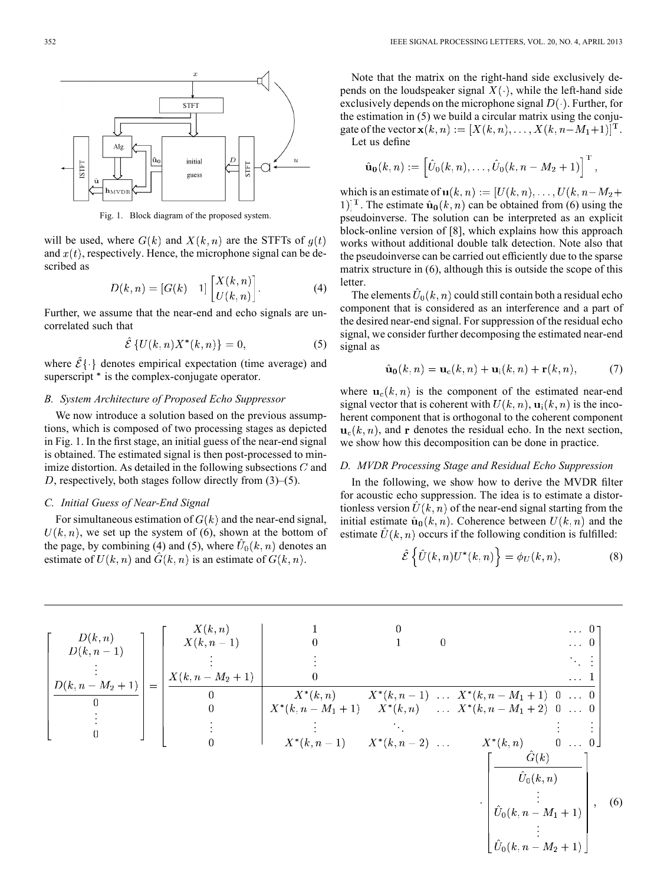Fig. 1. Block diagram of the proposed system.

will be used, where $G(k)$ and $X(k,n)$ are the STFTs of $g(t)$ and $x(t)$, respectively. Hence, the microphone signal can be described as

$$D(k,n) = \begin{bmatrix} G(k) & 1 \end{bmatrix} \begin{bmatrix} X(k,n) \\ U(k,n) \end{bmatrix}. \tag{4}$$

Further, we assume that the near-end and echo signals are uncorrelated such that

$$\hat{\mathcal{E}}\left\{U(k,n)X^*(k,n)\right\} = 0, \tag{5}$$

where $\hat{\mathcal{E}}\{\cdot\}$ denotes empirical expectation (time average) and superscript $*$ is the complex-conjugate operator.

### B. System Architecture of Proposed Echo Suppressor

We now introduce a solution based on the previous assumptions, which is composed of two processing stages as depicted in Fig. 1. In the first stage, an initial guess of the near-end signal is obtained. The estimated signal is then post-processed to minimize distortion. As detailed in the following subsections $C$ and $D$, respectively, both stages follow directly from (3)–(5).

### C. Initial Guess of Near-End Signal

For simultaneous estimation of $G(k)$ and the near-end signal, $U(k,n)$, we set up the system of (6), shown at the bottom of the page, by combining (4) and (5), where $\hat{U}_0(k,n)$ denotes an estimate of $U(k,n)$ and $\hat{G}(k,n)$ is an estimate of $G(k,n)$.

Note that the matrix on the right-hand side exclusively depends on the loudspeaker signal $X(\cdot)$, while the left-hand side exclusively depends on the microphone signal $D(\cdot)$. Further, for the estimation in (5) we build a circular matrix using the conjugate of the vector $\mathbf{x}(k,n) := [X(k,n), \ldots, X(k,n-M_1+1)]^{\mathbf{T}}$.

Let us define

$$\hat{\mathbf{u}}_{\mathbf{0}}(k,n) := \left[\hat{U}_0(k,n), \ldots, \hat{U}_0(k,n-M_2+1)\right]^{\mathbf{T}},$$

which is an estimate of $\mathbf{u}(k,n) := [U(k,n), \ldots, U(k,n-M_2+1)]^{\mathbf{T}}$. The estimate $\hat{\mathbf{u}}_{\mathbf{0}}(k,n)$ can be obtained from (6) using the pseudoinverse. The solution can be interpreted as an explicit block-online version of [8], which explains how this approach works without additional double talk detection. Note also that the pseudoinverse can be carried out efficiently due to the sparse matrix structure in (6), although this is outside the scope of this letter.

The elements $\hat{U}_0(k,n)$ could still contain both a residual echo component that is considered as an interference and a part of the desired near-end signal. For suppression of the residual echo signal, we consider further decomposing the estimated near-end signal as

$$\hat{\mathbf{u}}_{\mathbf{0}}(k,n) = \mathbf{u}_{\mathrm{c}}(k,n) + \mathbf{u}_{\mathrm{i}}(k,n) + \mathbf{r}(k,n), \tag{7}$$

where $\mathbf{u}_{\mathrm{c}}(k,n)$ is the component of the estimated near-end signal vector that is coherent with $U(k,n)$, $\mathbf{u}_{\mathrm{i}}(k,n)$ is the incoherent component that is orthogonal to the coherent component $\mathbf{u}_{\mathrm{c}}(k,n)$, and $\mathbf{r}$ denotes the residual echo. In the next section, we show how this decomposition can be done in practice.

### D. MVDR Processing Stage and Residual Echo Suppression

In the following, we show how to derive the MVDR filter for acoustic echo suppression. The idea is to estimate a distortionless version $\hat{U}(k,n)$ of the near-end signal starting from the initial estimate $\hat{\mathbf{u}}_{\mathbf{0}}(k,n)$. Coherence between $U(k,n)$ and the estimate $\hat{U}(k,n)$ occurs if the following condition is fulfilled:

$$\hat{\mathcal{E}}\left\{\hat{U}(k,n)U^*(k,n)\right\} = \phi_U(k,n), \tag{8}$$

$$\left[\begin{array}{c} D(k,n) \\ D(k,n-1) \\ \vdots \\ D(k,n-M_2+1) \\ \hline 0 \\ \vdots \\ 0 \end{array}\right] = \left[\begin{array}{c|ccccccc} X(k,n) & 1 & 0 & & & & \ldots & 0 \\ X(k,n-1) & 0 & 1 & 0 & & & \ldots & 0 \\ \vdots & \vdots & & & & & \ddots & \vdots \\ X(k,n-M_2+1) & 0 & & & & & \ldots & 1 \\ \hline 0 & X^*(k,n) & X^*(k,n-1) & \ldots & X^*(k,n-M_1+1) & 0 & \ldots & 0 \\ 0 & X^*(k,n-M_1+1) & X^*(k,n) & \ldots & X^*(k,n-M_1+2) & 0 & \ldots & 0 \\ \vdots & \vdots & \ddots & & & \vdots & & \vdots \\ 0 & X^*(k,n-1) & X^*(k,n-2) & \ldots & X^*(k,n) & 0 & \ldots & 0 \end{array}\right] \cdot \left[\begin{array}{c} \hat{G}(k) \\ \hline \hat{U}_0(k,n) \\ \vdots \\ \hat{U}_0(k,n-M_1+1) \\ \vdots \\ \hat{U}_0(k,n-M_2+1) \end{array}\right], \tag{6}$$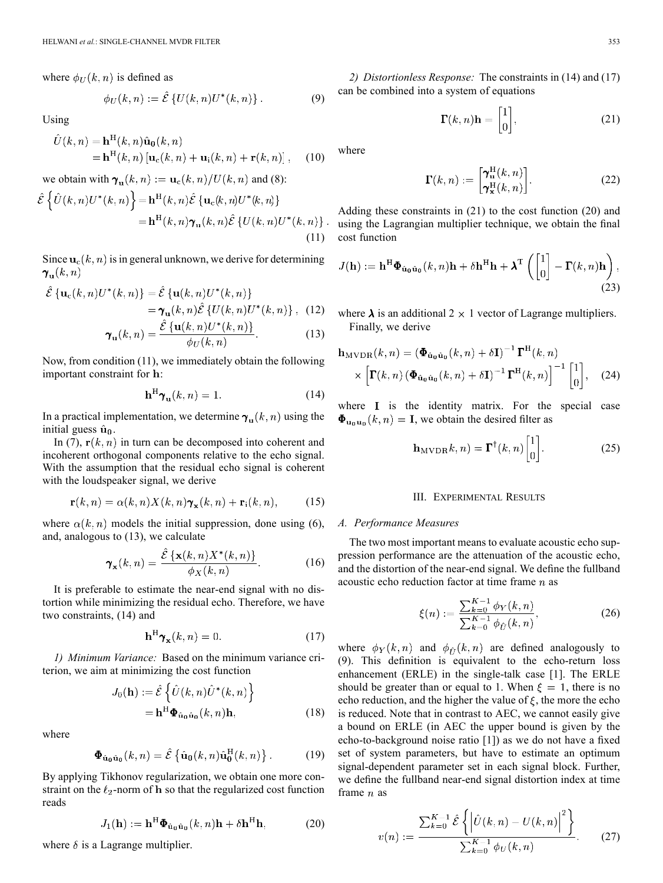where $\phi_U(k,n)$ is defined as

$$\phi_U(k,n) := \hat{\mathcal{E}}\left\{U(k,n)U^*(k,n)\right\}. \tag{9}$$

Using

$$\begin{aligned}\hat{U}(k,n) &= \mathbf{h}^{\mathrm{H}}(k,n)\hat{\mathbf{u}}_{\mathbf{0}}(k,n)\\ &= \mathbf{h}^{\mathrm{H}}(k,n)\left[\mathbf{u}_{\mathrm{c}}(k,n) + \mathbf{u}_{\mathrm{i}}(k,n) + \mathbf{r}(k,n)\right], \end{aligned}\tag{10}$$

we obtain with $\boldsymbol{\gamma}_{\mathbf{u}}(k,n) := \mathbf{u}_{\mathrm{c}}(k,n)/U(k,n)$ and (8):

$$\begin{aligned}\hat{\mathcal{E}}\left\{\hat{U}(k,n)U^*(k,n)\right\} &= \mathbf{h}^{\mathrm{H}}(k,n)\hat{\mathcal{E}}\left\{\mathbf{u}_{\mathrm{c}}(k,n)U^*(k,n)\right\}\\ &= \mathbf{h}^{\mathrm{H}}(k,n)\boldsymbol{\gamma}_{\mathbf{u}}(k,n)\hat{\mathcal{E}}\left\{U(k,n)U^*(k,n)\right\}. \end{aligned}\tag{11}$$

Since $\mathbf{u}_{\mathrm{c}}(k,n)$ is in general unknown, we derive for determining $\boldsymbol{\gamma}_{\mathbf{u}}(k,n)$

$$\begin{aligned}\hat{\mathcal{E}}\left\{\mathbf{u}_{\mathrm{c}}(k,n)U^*(k,n)\right\} &= \hat{\mathcal{E}}\left\{\mathbf{u}(k,n)U^*(k,n)\right\}\\ &= \boldsymbol{\gamma}_{\mathbf{u}}(k,n)\hat{\mathcal{E}}\left\{U(k,n)U^*(k,n)\right\}, \end{aligned}\tag{12}$$

$$\boldsymbol{\gamma}_{\mathbf{u}}(k,n) = \frac{\hat{\mathcal{E}}\left\{\mathbf{u}(k,n)U^*(k,n)\right\}}{\phi_U(k,n)}. \tag{13}$$

Now, from condition (11), we immediately obtain the following important constraint for $\mathbf{h}$:

$$\mathbf{h}^{\mathrm{H}}\boldsymbol{\gamma}_{\mathbf{u}}(k,n) = 1. \tag{14}$$

In a practical implementation, we determine $\boldsymbol{\gamma}_{\mathbf{u}}(k,n)$ using the initial guess $\hat{\mathbf{u}}_{\mathbf{0}}$.

In (7), $\mathbf{r}(k,n)$ in turn can be decomposed into coherent and incoherent orthogonal components relative to the echo signal. With the assumption that the residual echo signal is coherent with the loudspeaker signal, we derive

$$\mathbf{r}(k,n) = \alpha(k,n)X(k,n)\boldsymbol{\gamma}_{\mathbf{x}}(k,n) + \mathbf{r}_{\mathrm{i}}(k,n), \tag{15}$$

where $\alpha(k,n)$ models the initial suppression, done using (6), and, analogous to (13), we calculate

$$\boldsymbol{\gamma}_{\mathbf{x}}(k,n) = \frac{\hat{\mathcal{E}}\left\{\mathbf{x}(k,n)X^*(k,n)\right\}}{\phi_X(k,n)}. \tag{16}$$

It is preferable to estimate the near-end signal with no distortion while minimizing the residual echo. Therefore, we have two constraints, (14) and

$$\mathbf{h}^{\mathrm{H}}\boldsymbol{\gamma}_{\mathbf{x}}(k,n) = 0. \tag{17}$$

*1) Minimum Variance:* Based on the minimum variance criterion, we aim at minimizing the cost function

$$\begin{aligned}J_0(\mathbf{h}) &:= \hat{\mathcal{E}}\left\{\hat{U}(k,n)\hat{U}^*(k,n)\right\}\\ &= \mathbf{h}^{\mathrm{H}}\boldsymbol{\Phi}_{\hat{\mathbf{u}}_0\hat{\mathbf{u}}_0}(k,n)\mathbf{h}, \end{aligned}\tag{18}$$

where

$$\boldsymbol{\Phi}_{\hat{\mathbf{u}}_0\hat{\mathbf{u}}_0}(k,n) = \hat{\mathcal{E}}\left\{\hat{\mathbf{u}}_{\mathbf{0}}(k,n)\hat{\mathbf{u}}_{\mathbf{0}}^{\mathrm{H}}(k,n)\right\}. \tag{19}$$

By applying Tikhonov regularization, we obtain one more constraint on the $\ell_2$-norm of $\mathbf{h}$ so that the regularized cost function reads

$$J_1(\mathbf{h}) := \mathbf{h}^{\mathrm{H}}\boldsymbol{\Phi}_{\hat{\mathbf{u}}_0\hat{\mathbf{u}}_0}(k,n)\mathbf{h} + \delta\mathbf{h}^{\mathrm{H}}\mathbf{h}, \tag{20}$$

where $\delta$ is a Lagrange multiplier.

*2) Distortionless Response:* The constraints in (14) and (17) can be combined into a system of equations

$$\boldsymbol{\Gamma}(k,n)\mathbf{h} = \begin{bmatrix}1\\0\end{bmatrix}, \tag{21}$$

where

$$\boldsymbol{\Gamma}(k,n) := \begin{bmatrix}\boldsymbol{\gamma}_{\mathbf{u}}^{\mathrm{H}}(k,n)\\ \boldsymbol{\gamma}_{\mathbf{x}}^{\mathrm{H}}(k,n)\end{bmatrix}. \tag{22}$$

Adding these constraints in (21) to the cost function (20) and using the Lagrangian multiplier technique, we obtain the final cost function

$$J(\mathbf{h}) := \mathbf{h}^{\mathrm{H}}\boldsymbol{\Phi}_{\hat{\mathbf{u}}_0\hat{\mathbf{u}}_0}(k,n)\mathbf{h} + \delta\mathbf{h}^{\mathrm{H}}\mathbf{h} + \boldsymbol{\lambda}^{\mathrm{T}}\left(\begin{bmatrix}1\\0\end{bmatrix} - \boldsymbol{\Gamma}(k,n)\mathbf{h}\right), \tag{23}$$

where $\boldsymbol{\lambda}$ is an additional $2 \times 1$ vector of Lagrange multipliers.

Finally, we derive

$$\begin{aligned}\mathbf{h}_{\mathrm{MVDR}}(k,n) &= \left(\boldsymbol{\Phi}_{\hat{\mathbf{u}}_0\hat{\mathbf{u}}_0}(k,n) + \delta\mathbf{I}\right)^{-1}\boldsymbol{\Gamma}^{\mathrm{H}}(k,n)\\ &\times\left[\boldsymbol{\Gamma}(k,n)\left(\boldsymbol{\Phi}_{\hat{\mathbf{u}}_0\hat{\mathbf{u}}_0}(k,n) + \delta\mathbf{I}\right)^{-1}\boldsymbol{\Gamma}^{\mathrm{H}}(k,n)\right]^{-1}\begin{bmatrix}1\\0\end{bmatrix}, \end{aligned}\tag{24}$$

where $\mathbf{I}$ is the identity matrix. For the special case $\boldsymbol{\Phi}_{\mathbf{u}_0\mathbf{u}_0}(k,n) = \mathbf{I}$, we obtain the desired filter as

$$\mathbf{h}_{\mathrm{MVDR}}(k,n) = \boldsymbol{\Gamma}^{\dagger}(k,n)\begin{bmatrix}1\\0\end{bmatrix}. \tag{25}$$

## III. Experimental Results

### A. Performance Measures

The two most important means to evaluate acoustic echo suppression performance are the attenuation of the acoustic echo, and the distortion of the near-end signal. We define the fullband acoustic echo reduction factor at time frame $n$ as

$$\xi(n) := \frac{\sum_{k=0}^{K-1}\phi_Y(k,n)}{\sum_{k=0}^{K-1}\phi_{\hat{U}}(k,n)}, \tag{26}$$

where $\phi_Y(k,n)$ and $\phi_{\hat{U}}(k,n)$ are defined analogously to (9). This definition is equivalent to the echo-return loss enhancement (ERLE) in the single-talk case [1]. The ERLE should be greater than or equal to 1. When $\xi = 1$, there is no echo reduction, and the higher the value of $\xi$, the more the echo is reduced. Note that in contrast to AEC, we cannot easily give a bound on ERLE (in AEC the upper bound is given by the echo-to-background noise ratio [1]) as we do not have a fixed set of system parameters, but have to estimate an optimum signal-dependent parameter set in each signal block. Further, we define the fullband near-end signal distortion index at time frame $n$ as

$$v(n) := \frac{\sum_{k=0}^{K-1}\hat{\mathcal{E}}\left\{\left|\hat{U}(k,n) - U(k,n)\right|^2\right\}}{\sum_{k=0}^{K-1}\phi_U(k,n)}. \tag{27}$$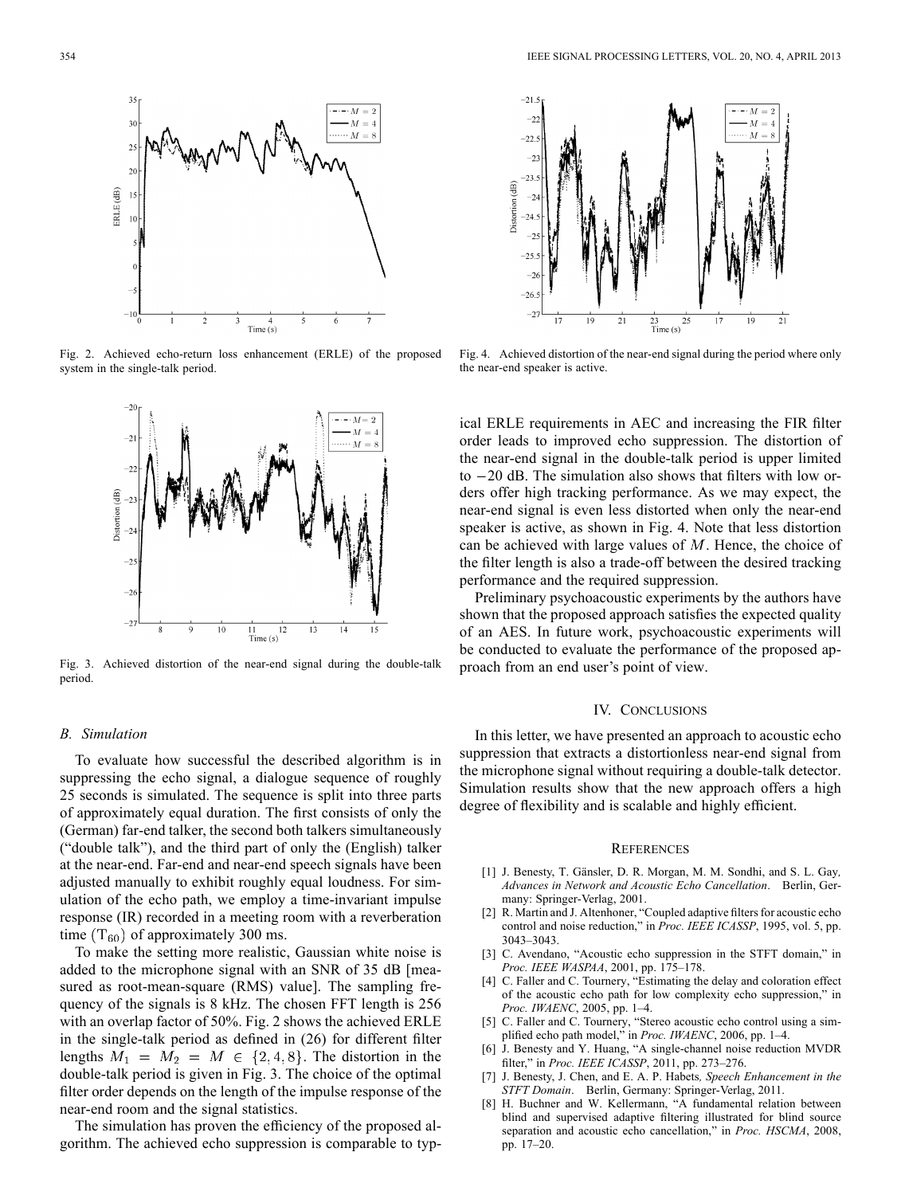35
30
25
20
15
10
5
0
−5
−10
ERLE (dB)
0 1 2 3 4 5 6 7
Time (s)
$M = 2$
$M = 4$
$M = 8$

Fig. 2. Achieved echo-return loss enhancement (ERLE) of the proposed system in the single-talk period.

−20
−21
−22
−23
−24
−25
−26
−27
Distortion (dB)
8 9 10 11 12 13 14 15
Time (s)
$M = 2$
$M = 4$
$M = 8$

Fig. 3. Achieved distortion of the near-end signal during the double-talk period.

### *B. Simulation*

To evaluate how successful the described algorithm is in suppressing the echo signal, a dialogue sequence of roughly 25 seconds is simulated. The sequence is split into three parts of approximately equal duration. The first consists of only the (German) far-end talker, the second both talkers simultaneously ("double talk"), and the third part of only the (English) talker at the near-end. Far-end and near-end speech signals have been adjusted manually to exhibit roughly equal loudness. For simulation of the echo path, we employ a time-invariant impulse response (IR) recorded in a meeting room with a reverberation time $(\mathrm{T}_{60})$ of approximately 300 ms.

To make the setting more realistic, Gaussian white noise is added to the microphone signal with an SNR of 35 dB [measured as root-mean-square (RMS) value]. The sampling frequency of the signals is 8 kHz. The chosen FFT length is 256 with an overlap factor of 50%. Fig. 2 shows the achieved ERLE in the single-talk period as defined in (26) for different filter lengths $M_1 = M_2 = M \in \{2, 4, 8\}$. The distortion in the double-talk period is given in Fig. 3. The choice of the optimal filter order depends on the length of the impulse response of the near-end room and the signal statistics.

The simulation has proven the efficiency of the proposed algorithm. The achieved echo suppression is comparable to typical ERLE requirements in AEC and increasing the FIR filter order leads to improved echo suppression. The distortion of the near-end signal in the double-talk period is upper limited to $-20$ dB. The simulation also shows that filters with low orders offer high tracking performance. As we may expect, the near-end signal is even less distorted when only the near-end speaker is active, as shown in Fig. 4. Note that less distortion can be achieved with large values of $M$. Hence, the choice of the filter length is also a trade-off between the desired tracking performance and the required suppression.

−21.5
−22
−22.5
−23
−23.5
−24
−24.5
−25
−25.5
−26
−26.5
−27
Distortion (dB)
17 19 21 23 25 17 19 21
Time (s)
$M = 2$
$M = 4$
$M = 8$

Fig. 4. Achieved distortion of the near-end signal during the period where only the near-end speaker is active.

Preliminary psychoacoustic experiments by the authors have shown that the proposed approach satisfies the expected quality of an AES. In future work, psychoacoustic experiments will be conducted to evaluate the performance of the proposed approach from an end user's point of view.

## IV. Conclusions

In this letter, we have presented an approach to acoustic echo suppression that extracts a distortionless near-end signal from the microphone signal without requiring a double-talk detector. Simulation results show that the new approach offers a high degree of flexibility and is scalable and highly efficient.

## References

[1] J. Benesty, T. Gänsler, D. R. Morgan, M. M. Sondhi, and S. L. Gay, *Advances in Network and Acoustic Echo Cancellation*. Berlin, Germany: Springer-Verlag, 2001.

[2] R. Martin and J. Altenhoner, "Coupled adaptive filters for acoustic echo control and noise reduction," in *Proc. IEEE ICASSP*, 1995, vol. 5, pp. 3043–3043.

[3] C. Avendano, "Acoustic echo suppression in the STFT domain," in *Proc. IEEE WASPAA*, 2001, pp. 175–178.

[4] C. Faller and C. Tournery, "Estimating the delay and coloration effect of the acoustic echo path for low complexity echo suppression," in *Proc. IWAENC*, 2005, pp. 1–4.

[5] C. Faller and C. Tournery, "Stereo acoustic echo control using a simplified echo path model," in *Proc. IWAENC*, 2006, pp. 1–4.

[6] J. Benesty and Y. Huang, "A single-channel noise reduction MVDR filter," in *Proc. IEEE ICASSP*, 2011, pp. 273–276.

[7] J. Benesty, J. Chen, and E. A. P. Habets, *Speech Enhancement in the STFT Domain*. Berlin, Germany: Springer-Verlag, 2011.

[8] H. Buchner and W. Kellermann, "A fundamental relation between blind and supervised adaptive filtering illustrated for blind source separation and acoustic echo cancellation," in *Proc. HSCMA*, 2008, pp. 17–20.